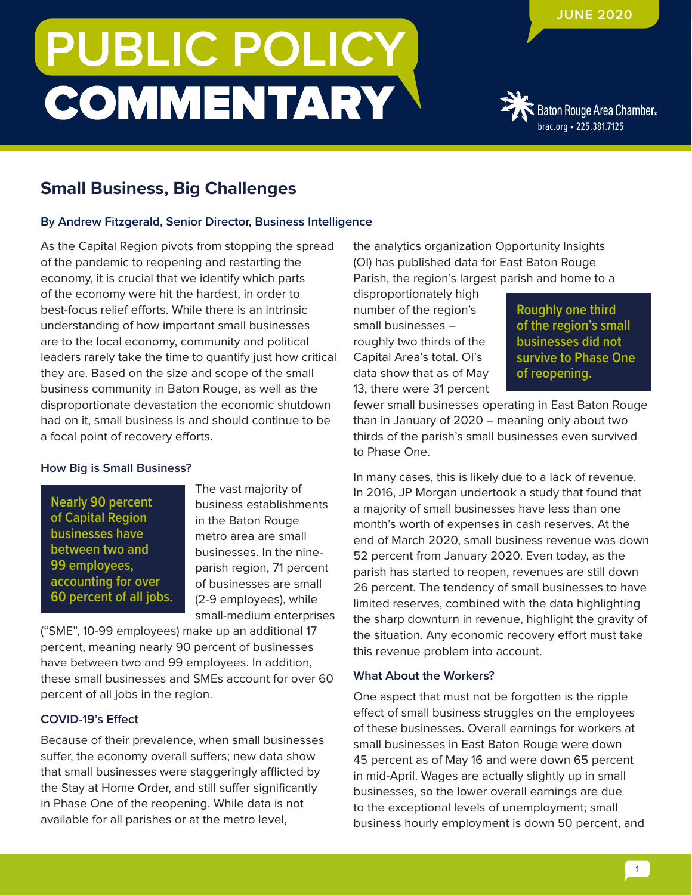# PUBLIC POLICY COMMENTARY

JUNE 2020

Baton Rouge Area Chamber
brac.org • 225.381.7125

## Small Business, Big Challenges

**By Andrew Fitzgerald, Senior Director, Business Intelligence**

As the Capital Region pivots from stopping the spread of the pandemic to reopening and restarting the economy, it is crucial that we identify which parts of the economy were hit the hardest, in order to best-focus relief efforts. While there is an intrinsic understanding of how important small businesses are to the local economy, community and political leaders rarely take the time to quantify just how critical they are. Based on the size and scope of the small business community in Baton Rouge, as well as the disproportionate devastation the economic shutdown had on it, small business is and should continue to be a focal point of recovery efforts.

### How Big is Small Business?

> **Nearly 90 percent of Capital Region businesses have between two and 99 employees, accounting for over 60 percent of all jobs.**

The vast majority of business establishments in the Baton Rouge metro area are small businesses. In the nine-parish region, 71 percent of businesses are small (2-9 employees), while small-medium enterprises ("SME", 10-99 employees) make up an additional 17 percent, meaning nearly 90 percent of businesses have between two and 99 employees. In addition, these small businesses and SMEs account for over 60 percent of all jobs in the region.

### COVID-19's Effect

Because of their prevalence, when small businesses suffer, the economy overall suffers; new data show that small businesses were staggeringly afflicted by the Stay at Home Order, and still suffer significantly in Phase One of the reopening. While data is not available for all parishes or at the metro level, the analytics organization Opportunity Insights (OI) has published data for East Baton Rouge Parish, the region's largest parish and home to a disproportionately high number of the region's small businesses – roughly two thirds of the Capital Area's total. OI's data show that as of May 13, there were 31 percent fewer small businesses operating in East Baton Rouge than in January of 2020 – meaning only about two thirds of the parish's small businesses even survived to Phase One.

> **Roughly one third of the region's small businesses did not survive to Phase One of reopening.**

In many cases, this is likely due to a lack of revenue. In 2016, JP Morgan undertook a study that found that a majority of small businesses have less than one month's worth of expenses in cash reserves. At the end of March 2020, small business revenue was down 52 percent from January 2020. Even today, as the parish has started to reopen, revenues are still down 26 percent. The tendency of small businesses to have limited reserves, combined with the data highlighting the sharp downturn in revenue, highlight the gravity of the situation. Any economic recovery effort must take this revenue problem into account.

### What About the Workers?

One aspect that must not be forgotten is the ripple effect of small business struggles on the employees of these businesses. Overall earnings for workers at small businesses in East Baton Rouge were down 45 percent as of May 16 and were down 65 percent in mid-April. Wages are actually slightly up in small businesses, so the lower overall earnings are due to the exceptional levels of unemployment; small business hourly employment is down 50 percent, and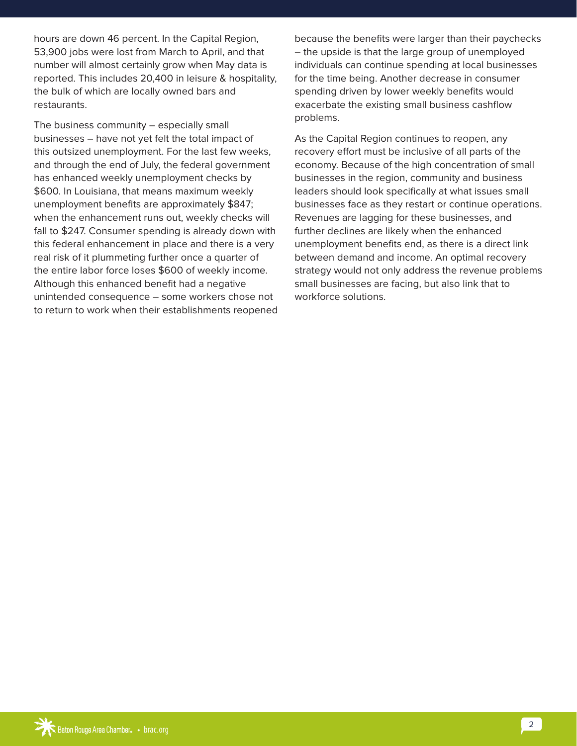hours are down 46 percent. In the Capital Region, 53,900 jobs were lost from March to April, and that number will almost certainly grow when May data is reported. This includes 20,400 in leisure & hospitality, the bulk of which are locally owned bars and restaurants.

The business community – especially small businesses – have not yet felt the total impact of this outsized unemployment. For the last few weeks, and through the end of July, the federal government has enhanced weekly unemployment checks by $600. In Louisiana, that means maximum weekly unemployment benefits are approximately $847; when the enhancement runs out, weekly checks will fall to $247. Consumer spending is already down with this federal enhancement in place and there is a very real risk of it plummeting further once a quarter of the entire labor force loses $600 of weekly income. Although this enhanced benefit had a negative unintended consequence – some workers chose not to return to work when their establishments reopened because the benefits were larger than their paychecks – the upside is that the large group of unemployed individuals can continue spending at local businesses for the time being. Another decrease in consumer spending driven by lower weekly benefits would exacerbate the existing small business cashflow problems.

As the Capital Region continues to reopen, any recovery effort must be inclusive of all parts of the economy. Because of the high concentration of small businesses in the region, community and business leaders should look specifically at what issues small businesses face as they restart or continue operations. Revenues are lagging for these businesses, and further declines are likely when the enhanced unemployment benefits end, as there is a direct link between demand and income. An optimal recovery strategy would not only address the revenue problems small businesses are facing, but also link that to workforce solutions.